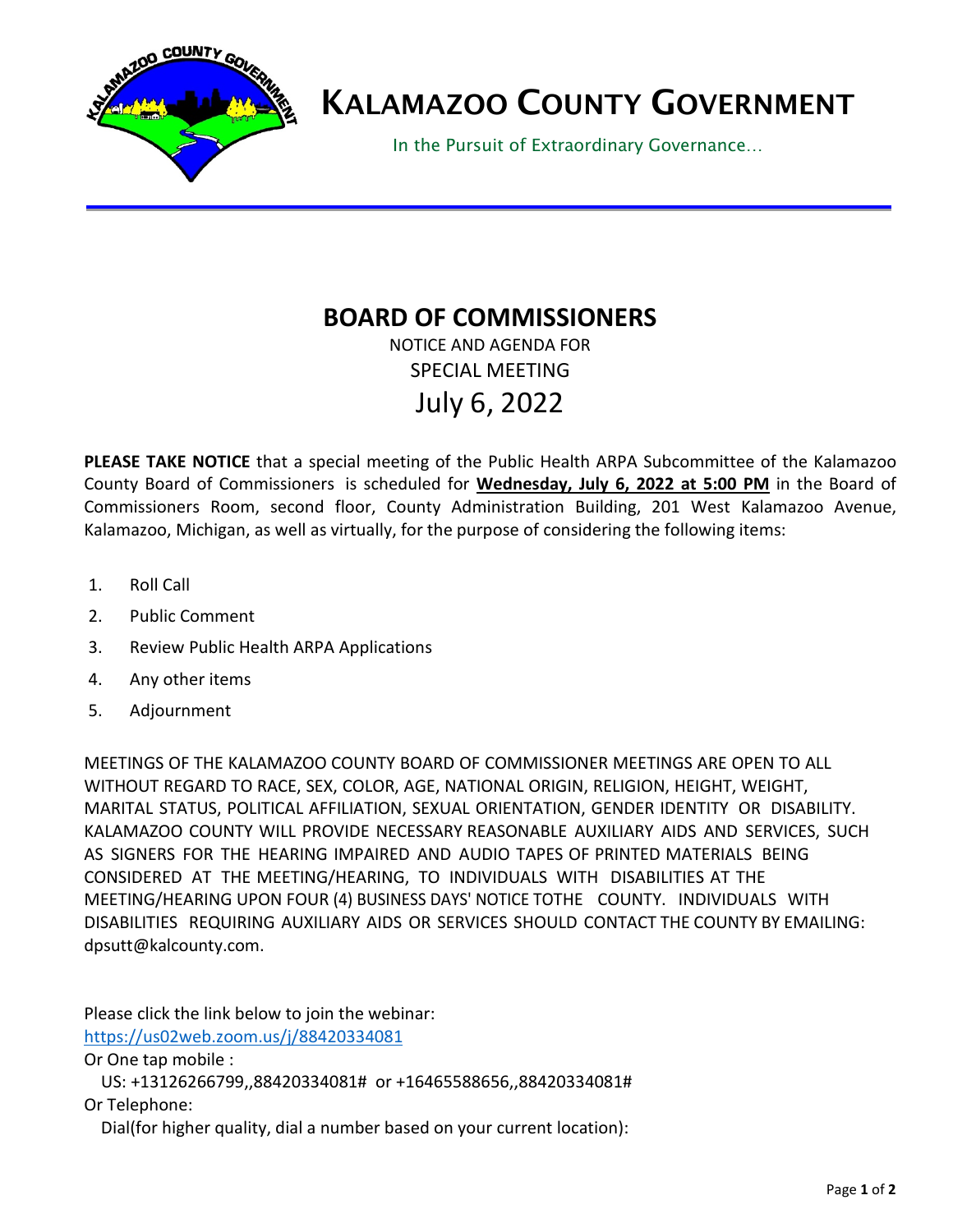# KALAMAZOO COUNTY GOVERNMENT

In the Pursuit of Extraordinary Governance…

## BOARD OF COMMISSIONERS

NOTICE AND AGENDA FOR

SPECIAL MEETING

July 6, 2022

**PLEASE TAKE NOTICE** that a special meeting of the Public Health ARPA Subcommittee of the Kalamazoo County Board of Commissioners is scheduled for **Wednesday, July 6, 2022 at 5:00 PM** in the Board of Commissioners Room, second floor, County Administration Building, 201 West Kalamazoo Avenue, Kalamazoo, Michigan, as well as virtually, for the purpose of considering the following items:

1. Roll Call
2. Public Comment
3. Review Public Health ARPA Applications
4. Any other items
5. Adjournment

MEETINGS OF THE KALAMAZOO COUNTY BOARD OF COMMISSIONER MEETINGS ARE OPEN TO ALL WITHOUT REGARD TO RACE, SEX, COLOR, AGE, NATIONAL ORIGIN, RELIGION, HEIGHT, WEIGHT, MARITAL STATUS, POLITICAL AFFILIATION, SEXUAL ORIENTATION, GENDER IDENTITY OR DISABILITY. KALAMAZOO COUNTY WILL PROVIDE NECESSARY REASONABLE AUXILIARY AIDS AND SERVICES, SUCH AS SIGNERS FOR THE HEARING IMPAIRED AND AUDIO TAPES OF PRINTED MATERIALS BEING CONSIDERED AT THE MEETING/HEARING, TO INDIVIDUALS WITH DISABILITIES AT THE MEETING/HEARING UPON FOUR (4) BUSINESS DAYS' NOTICE TOTHE COUNTY. INDIVIDUALS WITH DISABILITIES REQUIRING AUXILIARY AIDS OR SERVICES SHOULD CONTACT THE COUNTY BY EMAILING: dpsutt@kalcounty.com.

Please click the link below to join the webinar:
https://us02web.zoom.us/j/88420334081

Or One tap mobile :

US: +13126266799,,88420334081# or +16465588656,,88420334081#

Or Telephone:

Dial(for higher quality, dial a number based on your current location):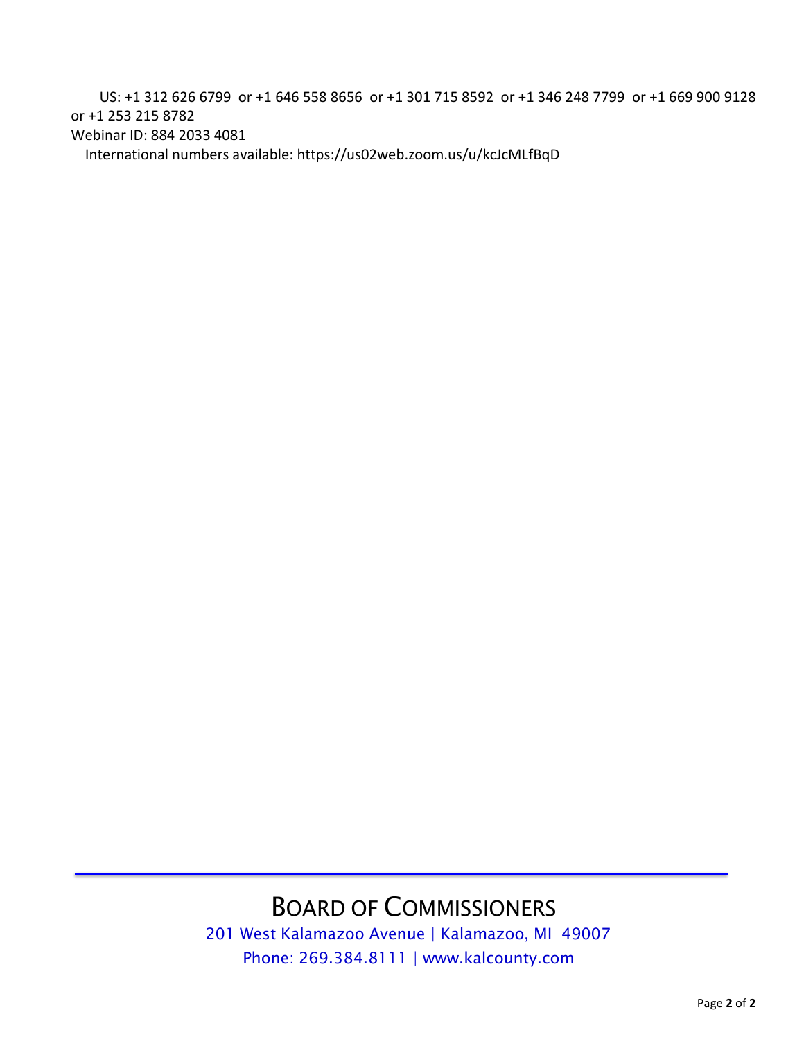US: +1 312 626 6799 or +1 646 558 8656 or +1 301 715 8592 or +1 346 248 7799 or +1 669 900 9128 or +1 253 215 8782

Webinar ID: 884 2033 4081

International numbers available: https://us02web.zoom.us/u/kcJcMLfBqD